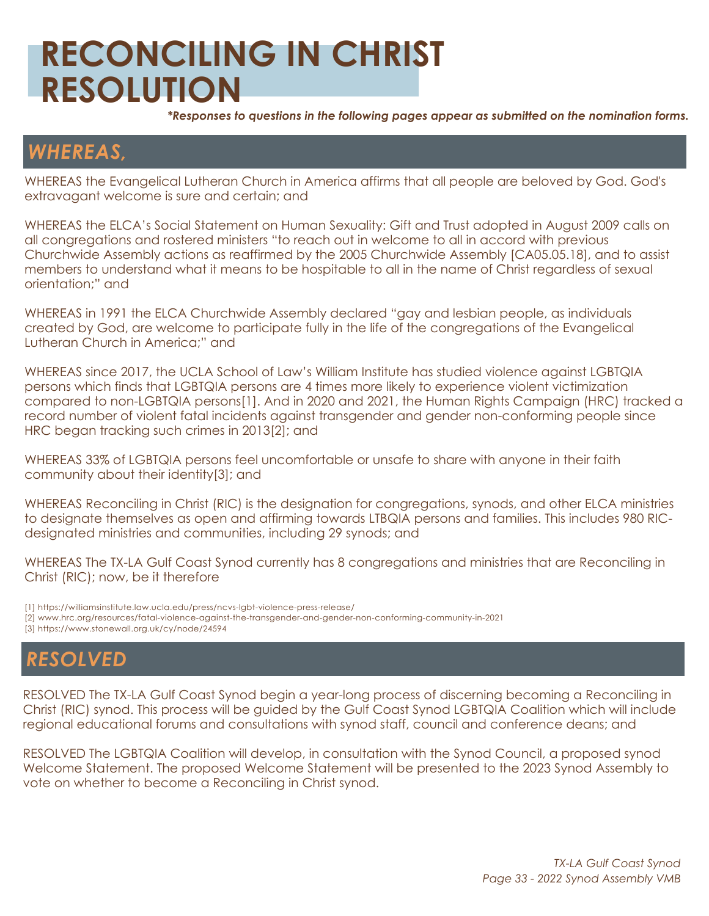# RECONCILING IN CHRIST RESOLUTION

***Responses to questions in the following pages appear as submitted on the nomination forms.*

## *WHEREAS,*

WHEREAS the Evangelical Lutheran Church in America affirms that all people are beloved by God. God's extravagant welcome is sure and certain; and

WHEREAS the ELCA's Social Statement on Human Sexuality: Gift and Trust adopted in August 2009 calls on all congregations and rostered ministers "to reach out in welcome to all in accord with previous Churchwide Assembly actions as reaffirmed by the 2005 Churchwide Assembly [CA05.05.18], and to assist members to understand what it means to be hospitable to all in the name of Christ regardless of sexual orientation;" and

WHEREAS in 1991 the ELCA Churchwide Assembly declared "gay and lesbian people, as individuals created by God, are welcome to participate fully in the life of the congregations of the Evangelical Lutheran Church in America;" and

WHEREAS since 2017, the UCLA School of Law's William Institute has studied violence against LGBTQIA persons which finds that LGBTQIA persons are 4 times more likely to experience violent victimization compared to non-LGBTQIA persons[1]. And in 2020 and 2021, the Human Rights Campaign (HRC) tracked a record number of violent fatal incidents against transgender and gender non-conforming people since HRC began tracking such crimes in 2013[2]; and

WHEREAS 33% of LGBTQIA persons feel uncomfortable or unsafe to share with anyone in their faith community about their identity[3]; and

WHEREAS Reconciling in Christ (RIC) is the designation for congregations, synods, and other ELCA ministries to designate themselves as open and affirming towards LTBQIA persons and families. This includes 980 RIC-designated ministries and communities, including 29 synods; and

WHEREAS The TX-LA Gulf Coast Synod currently has 8 congregations and ministries that are Reconciling in Christ (RIC); now, be it therefore

[1] https://williamsinstitute.law.ucla.edu/press/ncvs-lgbt-violence-press-release/
[2] www.hrc.org/resources/fatal-violence-against-the-transgender-and-gender-non-conforming-community-in-2021
[3] https://www.stonewall.org.uk/cy/node/24594

## *RESOLVED*

RESOLVED The TX-LA Gulf Coast Synod begin a year-long process of discerning becoming a Reconciling in Christ (RIC) synod. This process will be guided by the Gulf Coast Synod LGBTQIA Coalition which will include regional educational forums and consultations with synod staff, council and conference deans; and

RESOLVED The LGBTQIA Coalition will develop, in consultation with the Synod Council, a proposed synod Welcome Statement. The proposed Welcome Statement will be presented to the 2023 Synod Assembly to vote on whether to become a Reconciling in Christ synod.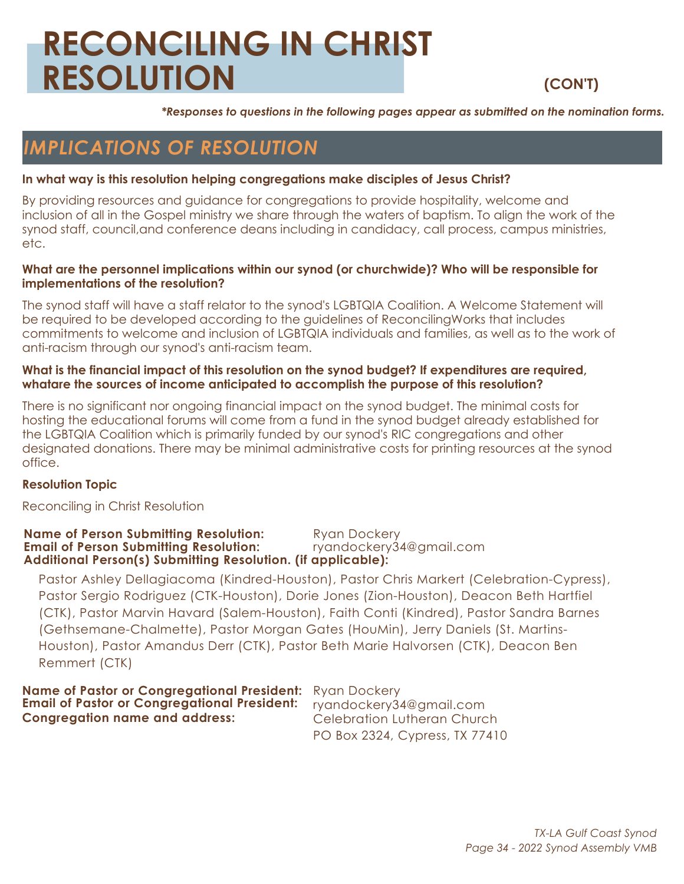# RECONCILING IN CHRIST RESOLUTION (CON'T)

***Responses to questions in the following pages appear as submitted on the nomination forms.***

## *IMPLICATIONS OF RESOLUTION*

**In what way is this resolution helping congregations make disciples of Jesus Christ?**

By providing resources and guidance for congregations to provide hospitality, welcome and inclusion of all in the Gospel ministry we share through the waters of baptism. To align the work of the synod staff, council,and conference deans including in candidacy, call process, campus ministries, etc.

**What are the personnel implications within our synod (or churchwide)? Who will be responsible for implementations of the resolution?**

The synod staff will have a staff relator to the synod's LGBTQIA Coalition. A Welcome Statement will be required to be developed according to the guidelines of ReconcilingWorks that includes commitments to welcome and inclusion of LGBTQIA individuals and families, as well as to the work of anti-racism through our synod's anti-racism team.

**What is the financial impact of this resolution on the synod budget? If expenditures are required, whatare the sources of income anticipated to accomplish the purpose of this resolution?**

There is no significant nor ongoing financial impact on the synod budget. The minimal costs for hosting the educational forums will come from a fund in the synod budget already established for the LGBTQIA Coalition which is primarily funded by our synod's RIC congregations and other designated donations. There may be minimal administrative costs for printing resources at the synod office.

**Resolution Topic**

Reconciling in Christ Resolution

**Name of Person Submitting Resolution:** Ryan Dockery
**Email of Person Submitting Resolution:** ryandockery34@gmail.com
**Additional Person(s) Submitting Resolution. (if applicable):**

Pastor Ashley Dellagiacoma (Kindred-Houston), Pastor Chris Markert (Celebration-Cypress), Pastor Sergio Rodriguez (CTK-Houston), Dorie Jones (Zion-Houston), Deacon Beth Hartfiel (CTK), Pastor Marvin Havard (Salem-Houston), Faith Conti (Kindred), Pastor Sandra Barnes (Gethsemane-Chalmette), Pastor Morgan Gates (HouMin), Jerry Daniels (St. Martins-Houston), Pastor Amandus Derr (CTK), Pastor Beth Marie Halvorsen (CTK), Deacon Ben Remmert (CTK)

**Name of Pastor or Congregational President:** Ryan Dockery
**Email of Pastor or Congregational President:** ryandockery34@gmail.com
**Congregation name and address:** Celebration Lutheran Church
PO Box 2324, Cypress, TX 77410